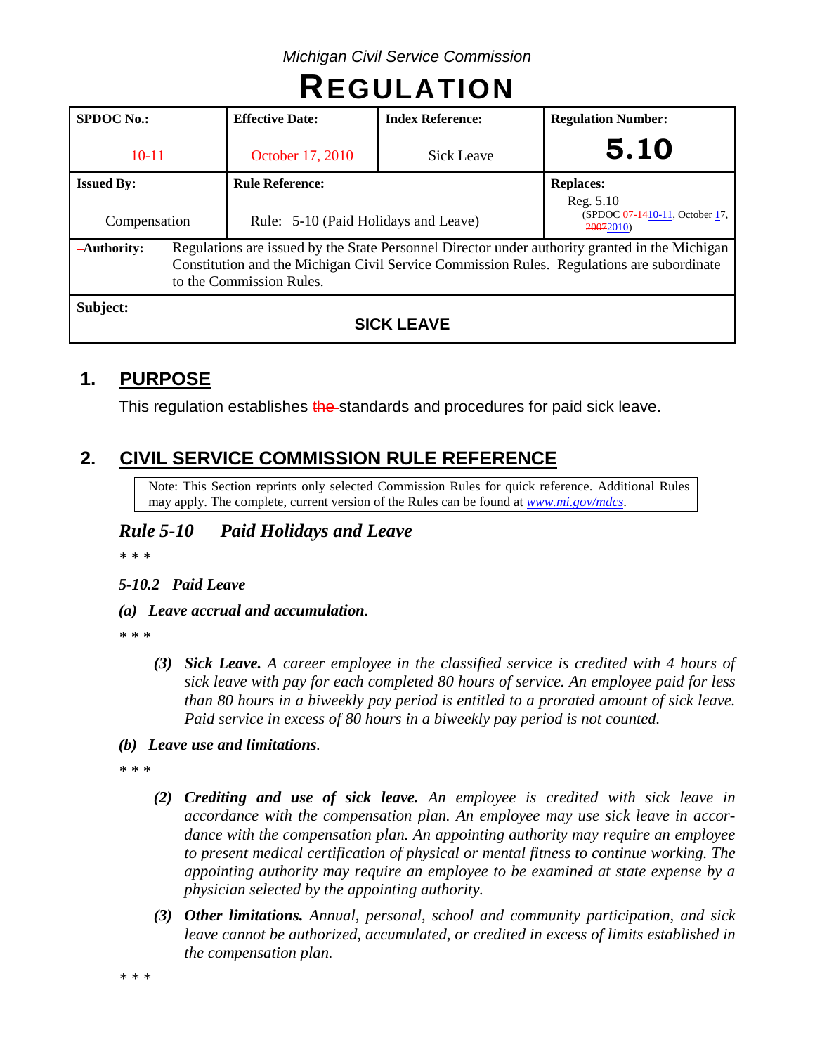*Michigan Civil Service Commission*

# REGULATION

| SPDOC No.: | Effective Date: | Index Reference: | Regulation Number: |
| --- | --- | --- | --- |
| ~~10-11~~ | ~~October 17, 2010~~ | Sick Leave | **5.10** |
| **Issued By:** | **Rule Reference:** | | **Replaces:** |
| Compensation | Rule: 5-10 (Paid Holidays and Leave) | | Reg. 5.10 (SPDOC ~~07-14~~10-11, October 17, ~~2007~~2010) |
| **Authority:** | Regulations are issued by the State Personnel Director under authority granted in the Michigan Constitution and the Michigan Civil Service Commission Rules. Regulations are subordinate to the Commission Rules. | | |
| **Subject:** | **SICK LEAVE** | | |

## 1. PURPOSE

This regulation establishes ~~the~~ standards and procedures for paid sick leave.

## 2. CIVIL SERVICE COMMISSION RULE REFERENCE

> Note: This Section reprints only selected Commission Rules for quick reference. Additional Rules may apply. The complete, current version of the Rules can be found at *www.mi.gov/mdcs*.

### *Rule 5-10 Paid Holidays and Leave*

*\* \* \**

***5-10.2 Paid Leave***

***(a) Leave accrual and accumulation.***

*\* \* \**

> ***(3) Sick Leave.*** *A career employee in the classified service is credited with 4 hours of sick leave with pay for each completed 80 hours of service. An employee paid for less than 80 hours in a biweekly pay period is entitled to a prorated amount of sick leave. Paid service in excess of 80 hours in a biweekly pay period is not counted.*

***(b) Leave use and limitations.***

*\* \* \**

> ***(2) Crediting and use of sick leave.*** *An employee is credited with sick leave in accordance with the compensation plan. An employee may use sick leave in accordance with the compensation plan. An appointing authority may require an employee to present medical certification of physical or mental fitness to continue working. The appointing authority may require an employee to be examined at state expense by a physician selected by the appointing authority.*

> ***(3) Other limitations.*** *Annual, personal, school and community participation, and sick leave cannot be authorized, accumulated, or credited in excess of limits established in the compensation plan.*

*\* \* \**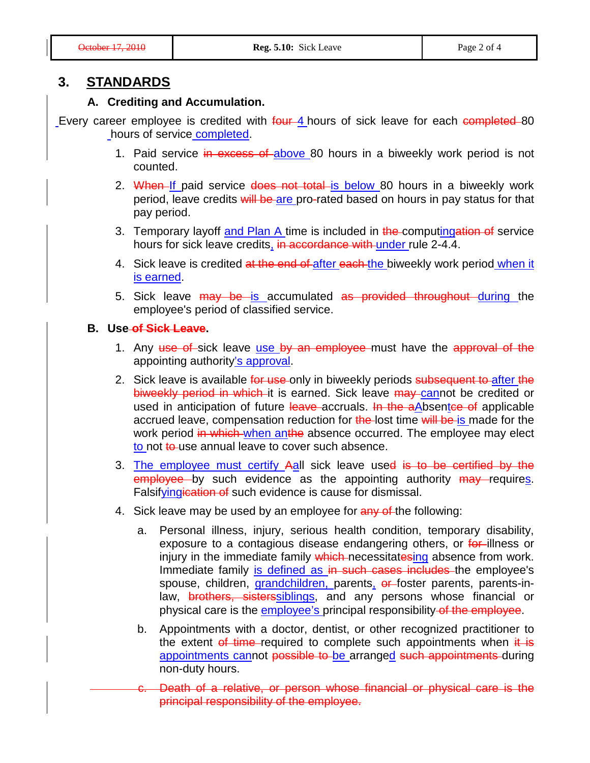## 3. STANDARDS

### A. Crediting and Accumulation.

Every career employee is credited with ~~four~~ 4 hours of sick leave for each ~~completed~~ 80 hours of service completed.

1. Paid service ~~in excess of~~ above 80 hours in a biweekly work period is not counted.
2. ~~When~~ If paid service ~~does not total~~ is below 80 hours in a biweekly work period, leave credits ~~will be~~ are pro~~-~~rated based on hours in pay status for that pay period.
3. Temporary layoff and Plan A time is included in ~~the~~ computing~~ation of~~ service hours for sick leave credits, ~~in accordance with~~ under rule 2-4.4.
4. Sick leave is credited ~~at the end of~~ after ~~each~~ the biweekly work period when it is earned.
5. Sick leave ~~may be~~ is accumulated ~~as provided throughout~~ during the employee's period of classified service.

### B. Use ~~of Sick Leave~~.

1. Any ~~use of~~ sick leave use ~~by an employee~~ must have the ~~approval of the~~ appointing authority's approval.
2. Sick leave is available ~~for use~~ only in biweekly periods ~~subsequent to~~ after ~~the biweekly period in which~~ it is earned. Sick leave ~~may~~ cannot be credited or used in anticipation of future ~~leave~~ accruals. ~~In the a~~Absent~~ce of~~ applicable accrued leave, compensation reduction for ~~the~~ lost time ~~will be~~ is made for the work period ~~in which~~ when an~~the~~ absence occurred. The employee may elect to not ~~to~~ use annual leave to cover such absence.
3. The employee must certify ~~A~~all sick leave use~~d~~ ~~is to be certified by the employee~~ by such evidence as the appointing authority ~~may~~ requires. Falsifying~~ication of~~ such evidence is cause for dismissal.
4. Sick leave may be used by an employee for ~~any of~~ the following:
   a. Personal illness, injury, serious health condition, temporary disability, exposure to a contagious disease endangering others, or ~~for~~ illness or injury in the immediate family ~~which~~ necessitat~~es~~ing absence from work. Immediate family is defined as ~~in such cases includes~~ the employee's spouse, children, grandchildren, parents, ~~or~~ foster parents, parents-in-law, ~~brothers, sisters~~siblings, and any persons whose financial or physical care is the employee's principal responsibility ~~of the employee~~.

   b. Appointments with a doctor, dentist, or other recognized practitioner to the extent ~~of time~~ required to complete such appointments when ~~it is~~ appointments cannot ~~possible to~~ be arranged ~~such appointments~~ during non-duty hours.

   ~~c. Death of a relative, or person whose financial or physical care is the principal responsibility of the employee.~~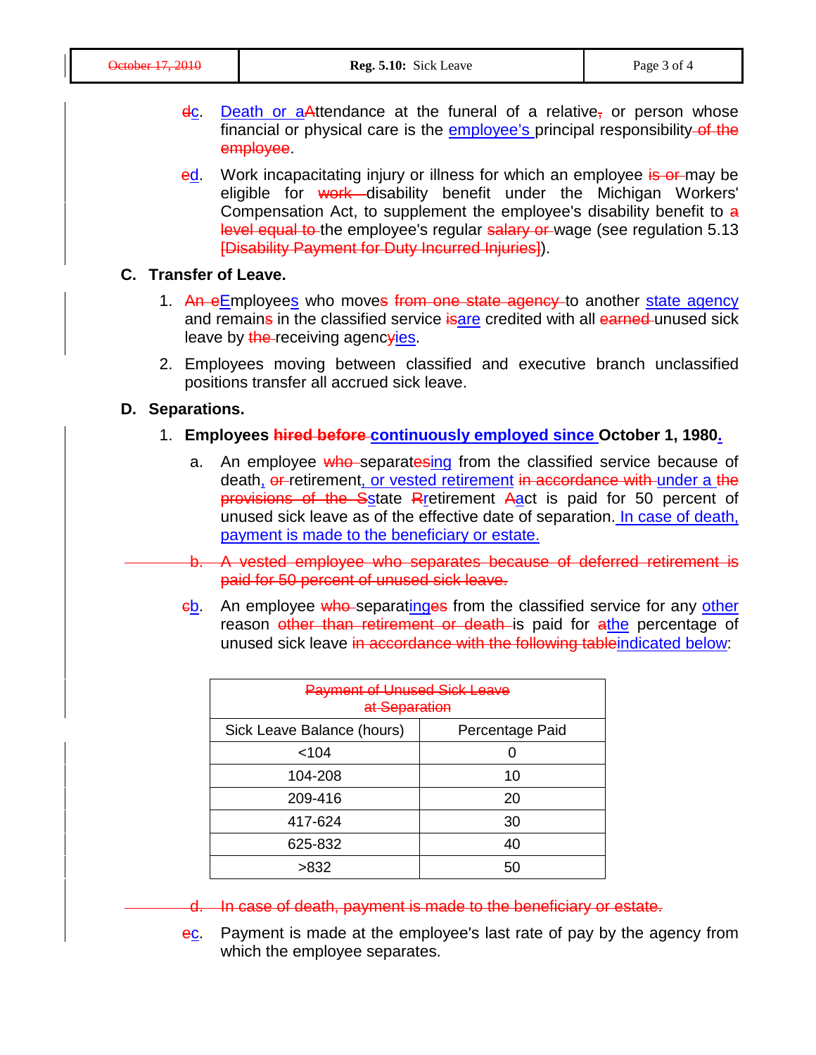~~d~~c. Death or a~~A~~ttendance at the funeral of a relative~~,~~ or person whose financial or physical care is the employee's principal responsibility ~~of the employee~~.

~~e~~d. Work incapacitating injury or illness for which an employee ~~is or~~ may be eligible for ~~work~~ disability benefit under the Michigan Workers' Compensation Act, to supplement the employee's disability benefit to ~~a level equal to~~ the employee's regular ~~salary or~~ wage (see regulation 5.13 ~~[Disability Payment for Duty Incurred Injuries]~~).

## C. Transfer of Leave.

1. ~~An e~~Employees who move~~s~~ ~~from one state agency~~ to another state agency and remain~~s~~ in the classified service ~~is~~are credited with all ~~earned~~ unused sick leave by ~~the~~ receiving agenc~~y~~ies.

2. Employees moving between classified and executive branch unclassified positions transfer all accrued sick leave.

## D. Separations.

1. **Employees ~~hired before~~ continuously employed since October 1, 1980.**

   a. An employee ~~who~~ separat~~es~~ing from the classified service because of death, ~~or~~ retirement, or vested retirement ~~in accordance with~~ under a ~~the provisions of the~~ ~~S~~state ~~R~~retirement ~~A~~act is paid for 50 percent of unused sick leave as of the effective date of separation. In case of death, payment is made to the beneficiary or estate.

   ~~b. A vested employee who separates because of deferred retirement is paid for 50 percent of unused sick leave.~~

   ~~c~~b. An employee ~~who~~ separating~~es~~ from the classified service for any other reason ~~other than retirement or death~~ is paid for ~~a~~the percentage of unused sick leave ~~in accordance with the following table~~indicated below:

~~Payment of Unused Sick Leave at Separation~~

| Sick Leave Balance (hours) | Percentage Paid |
|---|---|
| <104 | 0 |
| 104-208 | 10 |
| 209-416 | 20 |
| 417-624 | 30 |
| 625-832 | 40 |
| >832 | 50 |

   ~~d. In case of death, payment is made to the beneficiary or estate.~~

   ~~e~~c. Payment is made at the employee's last rate of pay by the agency from which the employee separates.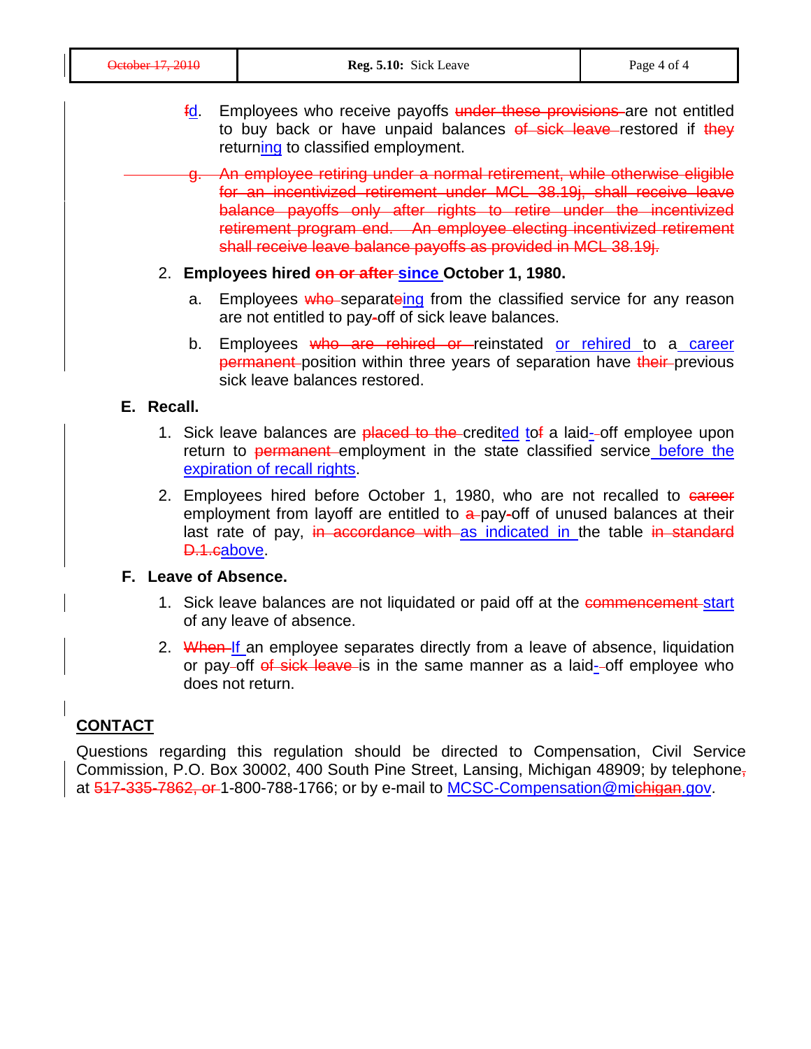~~f~~d. Employees who receive payoffs ~~under these provisions~~ are not entitled to buy back or have unpaid balances ~~of sick leave~~ restored if ~~they~~ returning to classified employment.

~~g. An employee retiring under a normal retirement, while otherwise eligible for an incentivized retirement under MCL 38.19j, shall receive leave balance payoffs only after rights to retire under the incentivized retirement program end. An employee electing incentivized retirement shall receive leave balance payoffs as provided in MCL 38.19j.~~

2. **Employees hired ~~on or after~~ since October 1, 1980.**

   a. Employees ~~who~~ separat~~e~~ing from the classified service for any reason are not entitled to pay-off of sick leave balances.

   b. Employees ~~who are rehired or~~ reinstated or rehired to a career ~~permanent~~ position within three years of separation have ~~their~~ previous sick leave balances restored.

**E. Recall.**

1. Sick leave balances are ~~placed to the~~ credited to~~f~~ a laid-off employee upon return to ~~permanent~~ employment in the state classified service before the expiration of recall rights.

2. Employees hired before October 1, 1980, who are not recalled to ~~career~~ employment from layoff are entitled to ~~a~~ pay-off of unused balances at their last rate of pay, ~~in accordance with~~ as indicated in the table ~~in standard D.1.c~~above.

**F. Leave of Absence.**

1. Sick leave balances are not liquidated or paid off at the ~~commencement~~ start of any leave of absence.

2. ~~When~~ If an employee separates directly from a leave of absence, liquidation or pay-off ~~of sick leave~~ is in the same manner as a laid-off employee who does not return.

## CONTACT

Questions regarding this regulation should be directed to Compensation, Civil Service Commission, P.O. Box 30002, 400 South Pine Street, Lansing, Michigan 48909; by telephone~~,~~ at ~~517-335-7862, or~~ 1-800-788-1766; or by e-mail to MCSC-Compensation@mi~~chigan~~.gov.